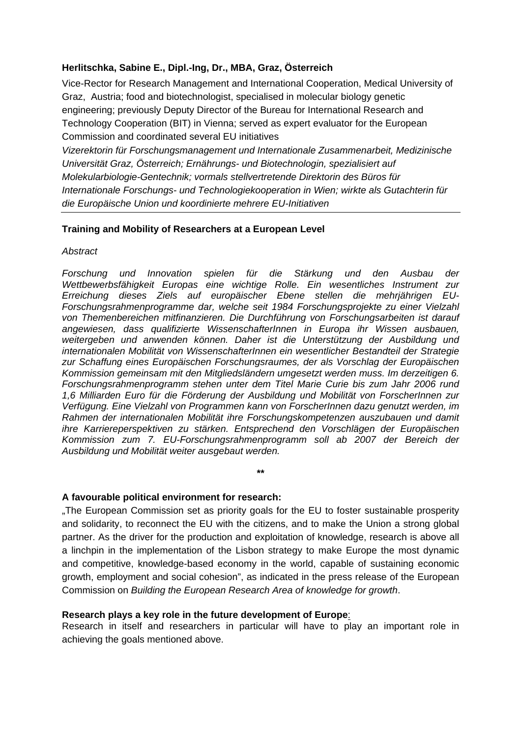**Herlitschka, Sabine E., Dipl.-Ing, Dr., MBA, Graz, Österreich**

Vice-Rector for Research Management and International Cooperation, Medical University of Graz, Austria; food and biotechnologist, specialised in molecular biology genetic engineering; previously Deputy Director of the Bureau for International Research and Technology Cooperation (BIT) in Vienna; served as expert evaluator for the European Commission and coordinated several EU initiatives

*Vizerektorin für Forschungsmanagement und Internationale Zusammenarbeit, Medizinische Universität Graz, Österreich; Ernährungs- und Biotechnologin, spezialisiert auf Molekularbiologie-Gentechnik; vormals stellvertretende Direktorin des Büros für Internationale Forschungs- und Technologiekooperation in Wien; wirkte als Gutachterin für die Europäische Union und koordinierte mehrere EU-Initiativen*

---

**Training and Mobility of Researchers at a European Level**

*Abstract*

*Forschung und Innovation spielen für die Stärkung und den Ausbau der Wettbewerbsfähigkeit Europas eine wichtige Rolle. Ein wesentliches Instrument zur Erreichung dieses Ziels auf europäischer Ebene stellen die mehrjährigen EU-Forschungsrahmenprogramme dar, welche seit 1984 Forschungsprojekte zu einer Vielzahl von Themenbereichen mitfinanzieren. Die Durchführung von Forschungsarbeiten ist darauf angewiesen, dass qualifizierte WissenschafterInnen in Europa ihr Wissen ausbauen, weitergeben und anwenden können. Daher ist die Unterstützung der Ausbildung und internationalen Mobilität von WissenschafterInnen ein wesentlicher Bestandteil der Strategie zur Schaffung eines Europäischen Forschungsraumes, der als Vorschlag der Europäischen Kommission gemeinsam mit den Mitgliedsländern umgesetzt werden muss. Im derzeitigen 6. Forschungsrahmenprogramm stehen unter dem Titel Marie Curie bis zum Jahr 2006 rund 1,6 Milliarden Euro für die Förderung der Ausbildung und Mobilität von ForscherInnen zur Verfügung. Eine Vielzahl von Programmen kann von ForscherInnen dazu genutzt werden, im Rahmen der internationalen Mobilität ihre Forschungskompetenzen auszubauen und damit ihre Karriereperspektiven zu stärken. Entsprechend den Vorschlägen der Europäischen Kommission zum 7. EU-Forschungsrahmenprogramm soll ab 2007 der Bereich der Ausbildung und Mobilität weiter ausgebaut werden.*

**

**A favourable political environment for research:**

„The European Commission set as priority goals for the EU to foster sustainable prosperity and solidarity, to reconnect the EU with the citizens, and to make the Union a strong global partner. As the driver for the production and exploitation of knowledge, research is above all a linchpin in the implementation of the Lisbon strategy to make Europe the most dynamic and competitive, knowledge-based economy in the world, capable of sustaining economic growth, employment and social cohesion", as indicated in the press release of the European Commission on *Building the European Research Area of knowledge for growth*.

**Research plays a key role in the future development of Europe**:

Research in itself and researchers in particular will have to play an important role in achieving the goals mentioned above.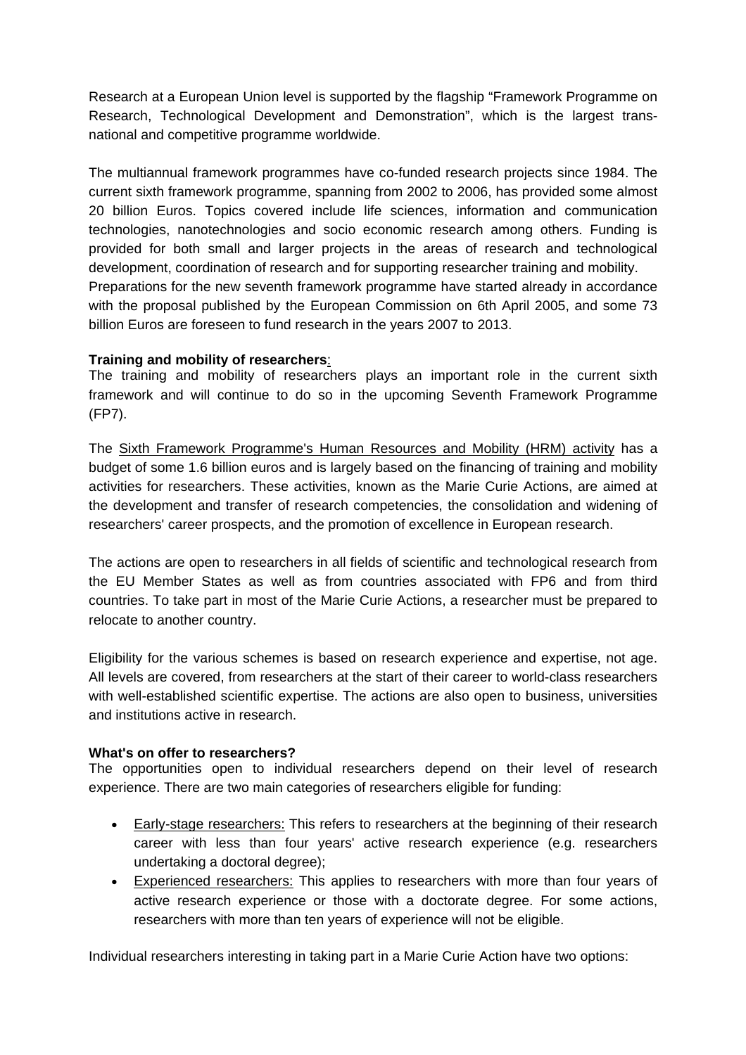Research at a European Union level is supported by the flagship "Framework Programme on Research, Technological Development and Demonstration", which is the largest trans-national and competitive programme worldwide.

The multiannual framework programmes have co-funded research projects since 1984. The current sixth framework programme, spanning from 2002 to 2006, has provided some almost 20 billion Euros. Topics covered include life sciences, information and communication technologies, nanotechnologies and socio economic research among others. Funding is provided for both small and larger projects in the areas of research and technological development, coordination of research and for supporting researcher training and mobility.
Preparations for the new seventh framework programme have started already in accordance with the proposal published by the European Commission on 6th April 2005, and some 73 billion Euros are foreseen to fund research in the years 2007 to 2013.

**Training and mobility of researchers**:
The training and mobility of researchers plays an important role in the current sixth framework and will continue to do so in the upcoming Seventh Framework Programme (FP7).

The Sixth Framework Programme's Human Resources and Mobility (HRM) activity has a budget of some 1.6 billion euros and is largely based on the financing of training and mobility activities for researchers. These activities, known as the Marie Curie Actions, are aimed at the development and transfer of research competencies, the consolidation and widening of researchers' career prospects, and the promotion of excellence in European research.

The actions are open to researchers in all fields of scientific and technological research from the EU Member States as well as from countries associated with FP6 and from third countries. To take part in most of the Marie Curie Actions, a researcher must be prepared to relocate to another country.

Eligibility for the various schemes is based on research experience and expertise, not age. All levels are covered, from researchers at the start of their career to world-class researchers with well-established scientific expertise. The actions are also open to business, universities and institutions active in research.

**What's on offer to researchers?**
The opportunities open to individual researchers depend on their level of research experience. There are two main categories of researchers eligible for funding:

- Early-stage researchers: This refers to researchers at the beginning of their research career with less than four years' active research experience (e.g. researchers undertaking a doctoral degree);
- Experienced researchers: This applies to researchers with more than four years of active research experience or those with a doctorate degree. For some actions, researchers with more than ten years of experience will not be eligible.

Individual researchers interesting in taking part in a Marie Curie Action have two options: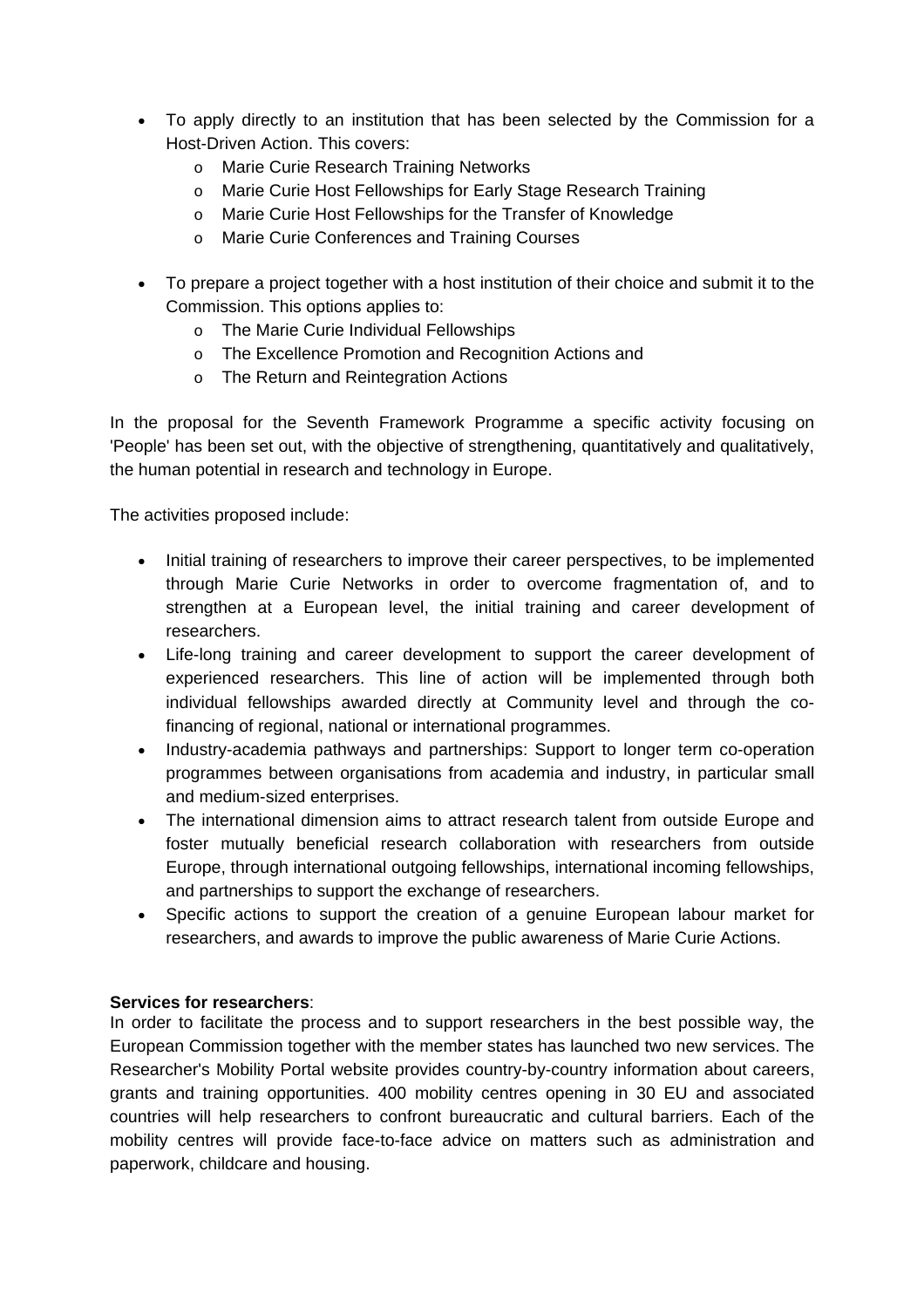- To apply directly to an institution that has been selected by the Commission for a Host-Driven Action. This covers:
    - Marie Curie Research Training Networks
    - Marie Curie Host Fellowships for Early Stage Research Training
    - Marie Curie Host Fellowships for the Transfer of Knowledge
    - Marie Curie Conferences and Training Courses

- To prepare a project together with a host institution of their choice and submit it to the Commission. This options applies to:
    - The Marie Curie Individual Fellowships
    - The Excellence Promotion and Recognition Actions and
    - The Return and Reintegration Actions

In the proposal for the Seventh Framework Programme a specific activity focusing on 'People' has been set out, with the objective of strengthening, quantitatively and qualitatively, the human potential in research and technology in Europe.

The activities proposed include:

- Initial training of researchers to improve their career perspectives, to be implemented through Marie Curie Networks in order to overcome fragmentation of, and to strengthen at a European level, the initial training and career development of researchers.
- Life-long training and career development to support the career development of experienced researchers. This line of action will be implemented through both individual fellowships awarded directly at Community level and through the co-financing of regional, national or international programmes.
- Industry-academia pathways and partnerships: Support to longer term co-operation programmes between organisations from academia and industry, in particular small and medium-sized enterprises.
- The international dimension aims to attract research talent from outside Europe and foster mutually beneficial research collaboration with researchers from outside Europe, through international outgoing fellowships, international incoming fellowships, and partnerships to support the exchange of researchers.
- Specific actions to support the creation of a genuine European labour market for researchers, and awards to improve the public awareness of Marie Curie Actions.

**Services for researchers**:
In order to facilitate the process and to support researchers in the best possible way, the European Commission together with the member states has launched two new services. The Researcher's Mobility Portal website provides country-by-country information about careers, grants and training opportunities. 400 mobility centres opening in 30 EU and associated countries will help researchers to confront bureaucratic and cultural barriers. Each of the mobility centres will provide face-to-face advice on matters such as administration and paperwork, childcare and housing.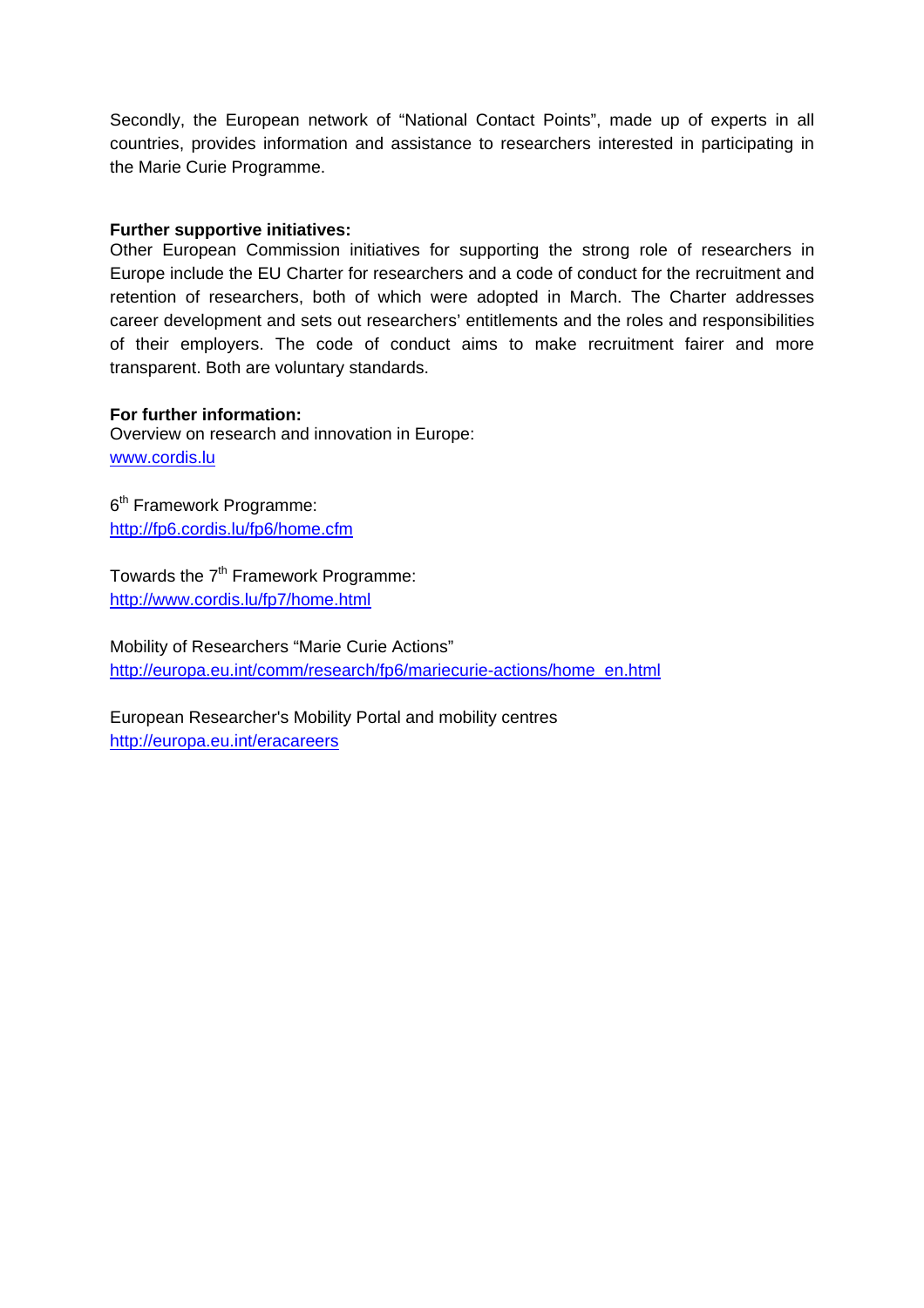Secondly, the European network of "National Contact Points", made up of experts in all countries, provides information and assistance to researchers interested in participating in the Marie Curie Programme.

**Further supportive initiatives:**
Other European Commission initiatives for supporting the strong role of researchers in Europe include the EU Charter for researchers and a code of conduct for the recruitment and retention of researchers, both of which were adopted in March. The Charter addresses career development and sets out researchers' entitlements and the roles and responsibilities of their employers. The code of conduct aims to make recruitment fairer and more transparent. Both are voluntary standards.

**For further information:**
Overview on research and innovation in Europe:
www.cordis.lu

6th Framework Programme:
http://fp6.cordis.lu/fp6/home.cfm

Towards the 7th Framework Programme:
http://www.cordis.lu/fp7/home.html

Mobility of Researchers "Marie Curie Actions"
http://europa.eu.int/comm/research/fp6/mariecurie-actions/home_en.html

European Researcher's Mobility Portal and mobility centres
http://europa.eu.int/eracareers